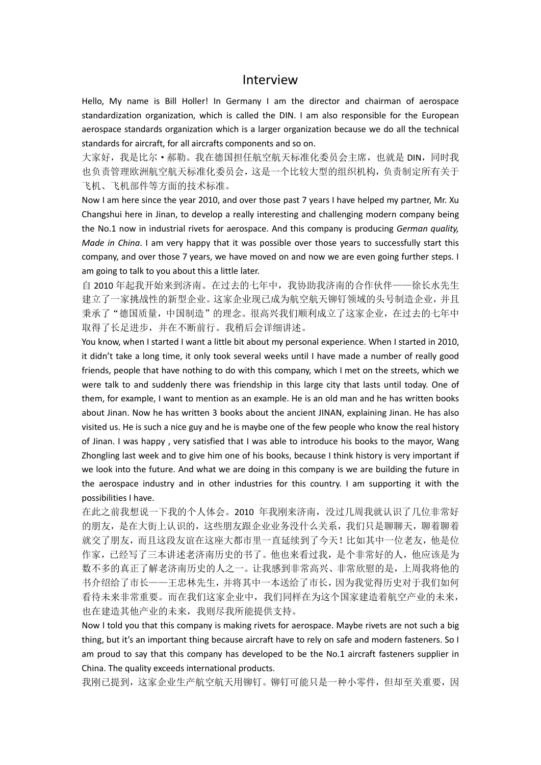# Interview

Hello, My name is Bill Holler! In Germany I am the director and chairman of aerospace standardization organization, which is called the DIN. I am also responsible for the European aerospace standards organization which is a larger organization because we do all the technical standards for aircraft, for all aircrafts components and so on.

大家好，我是比尔・郝勒。我在德国担任航空航天标准化委员会主席，也就是 DIN，同时我也负责管理欧洲航空航天标准化委员会，这是一个比较大型的组织机构，负责制定所有关于飞机、飞机部件等方面的技术标准。

Now I am here since the year 2010, and over those past 7 years I have helped my partner, Mr. Xu Changshui here in Jinan, to develop a really interesting and challenging modern company being the No.1 now in industrial rivets for aerospace. And this company is producing *German quality, Made in China*. I am very happy that it was possible over those years to successfully start this company, and over those 7 years, we have moved on and now we are even going further steps. I am going to talk to you about this a little later.

自 2010 年起我开始来到济南。在过去的七年中，我协助我济南的合作伙伴——徐长水先生建立了一家挑战性的新型企业。这家企业现已成为航空航天铆钉领域的头号制造企业，并且秉承了“德国质量，中国制造”的理念。很高兴我们顺利成立了这家企业，在过去的七年中取得了长足进步，并在不断前行。我稍后会详细讲述。

You know, when I started I want a little bit about my personal experience. When I started in 2010, it didn't take a long time, it only took several weeks until I have made a number of really good friends, people that have nothing to do with this company, which I met on the streets, which we were talk to and suddenly there was friendship in this large city that lasts until today. One of them, for example, I want to mention as an example. He is an old man and he has written books about Jinan. Now he has written 3 books about the ancient JINAN, explaining Jinan. He has also visited us. He is such a nice guy and he is maybe one of the few people who know the real history of Jinan. I was happy , very satisfied that I was able to introduce his books to the mayor, Wang Zhongling last week and to give him one of his books, because I think history is very important if we look into the future. And what we are doing in this company is we are building the future in the aerospace industry and in other industries for this country. I am supporting it with the possibilities I have.

在此之前我想说一下我的个人体会。2010 年我刚来济南，没过几周我就认识了几位非常好的朋友，是在大街上认识的，这些朋友跟企业业务没什么关系，我们只是聊聊天，聊着聊着就交了朋友，而且这段友谊在这座大都市里一直延续到了今天！比如其中一位老友，他是位作家，已经写了三本讲述老济南历史的书了。他也来看过我，是个非常好的人，他应该是为数不多的真正了解老济南历史的人之一。让我感到非常高兴、非常欣慰的是，上周我将他的书介绍给了市长——王忠林先生，并将其中一本送给了市长，因为我觉得历史对于我们如何看待未来非常重要。而在我们这家企业中，我们同样在为这个国家建造着航空产业的未来，也在建造其他产业的未来，我则尽我所能提供支持。

Now I told you that this company is making rivets for aerospace. Maybe rivets are not such a big thing, but it's an important thing because aircraft have to rely on safe and modern fasteners. So I am proud to say that this company has developed to be the No.1 aircraft fasteners supplier in China. The quality exceeds international products.

我刚已提到，这家企业生产航空航天用铆钉。铆钉可能只是一种小零件，但却至关重要，因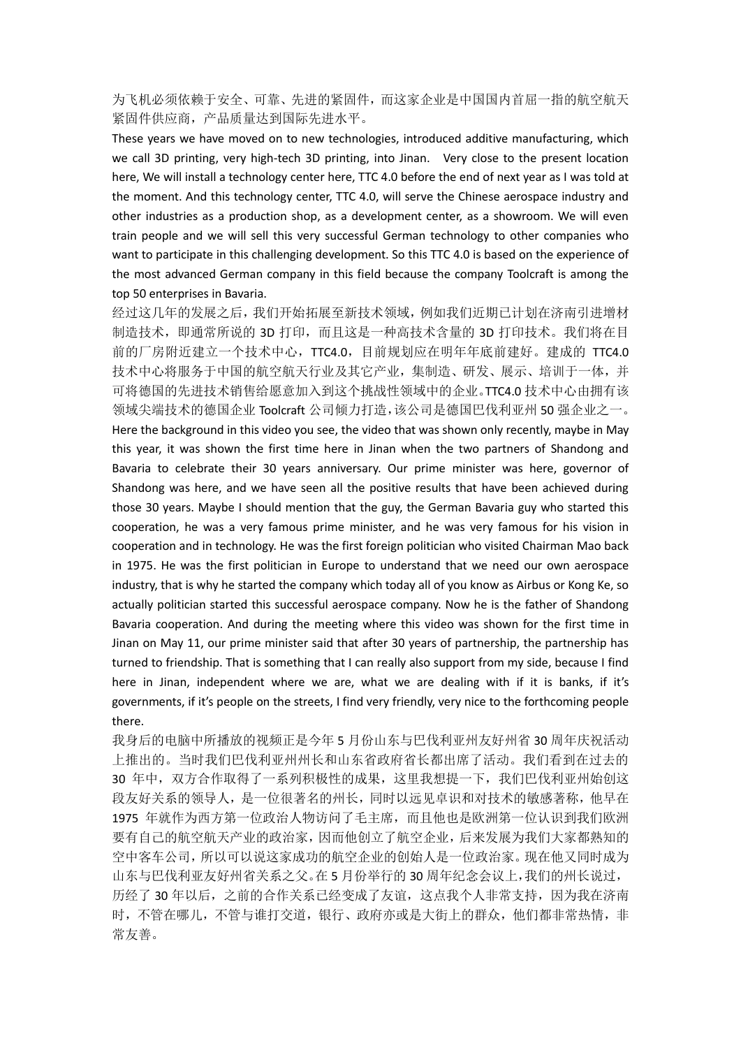为飞机必须依赖于安全、可靠、先进的紧固件，而这家企业是中国国内首屈一指的航空航天紧固件供应商，产品质量达到国际先进水平。

These years we have moved on to new technologies, introduced additive manufacturing, which we call 3D printing, very high-tech 3D printing, into Jinan. Very close to the present location here, We will install a technology center here, TTC 4.0 before the end of next year as I was told at the moment. And this technology center, TTC 4.0, will serve the Chinese aerospace industry and other industries as a production shop, as a development center, as a showroom. We will even train people and we will sell this very successful German technology to other companies who want to participate in this challenging development. So this TTC 4.0 is based on the experience of the most advanced German company in this field because the company Toolcraft is among the top 50 enterprises in Bavaria.

经过这几年的发展之后，我们开始拓展至新技术领域，例如我们近期已计划在济南引进增材制造技术，即通常所说的 3D 打印，而且这是一种高技术含量的 3D 打印技术。我们将在目前的厂房附近建立一个技术中心，TTC4.0，目前规划应在明年年底前建好。建成的 TTC4.0 技术中心将服务于中国的航空航天行业及其它产业，集制造、研发、展示、培训于一体，并可将德国的先进技术销售给愿意加入到这个挑战性领域中的企业。TTC4.0 技术中心由拥有该领域尖端技术的德国企业 Toolcraft 公司倾力打造，该公司是德国巴伐利亚州 50 强企业之一。

Here the background in this video you see, the video that was shown only recently, maybe in May this year, it was shown the first time here in Jinan when the two partners of Shandong and Bavaria to celebrate their 30 years anniversary. Our prime minister was here, governor of Shandong was here, and we have seen all the positive results that have been achieved during those 30 years. Maybe I should mention that the guy, the German Bavaria guy who started this cooperation, he was a very famous prime minister, and he was very famous for his vision in cooperation and in technology. He was the first foreign politician who visited Chairman Mao back in 1975. He was the first politician in Europe to understand that we need our own aerospace industry, that is why he started the company which today all of you know as Airbus or Kong Ke, so actually politician started this successful aerospace company. Now he is the father of Shandong Bavaria cooperation. And during the meeting where this video was shown for the first time in Jinan on May 11, our prime minister said that after 30 years of partnership, the partnership has turned to friendship. That is something that I can really also support from my side, because I find here in Jinan, independent where we are, what we are dealing with if it is banks, if it's governments, if it's people on the streets, I find very friendly, very nice to the forthcoming people there.

我身后的电脑中所播放的视频正是今年 5 月份山东与巴伐利亚州友好州省 30 周年庆祝活动上推出的。当时我们巴伐利亚州州长和山东省政府省长都出席了活动。我们看到在过去的 30 年中，双方合作取得了一系列积极性的成果，这里我想提一下，我们巴伐利亚始创这段友好关系的领导人，是一位很著名的州长，同时以远见卓识和对技术的敏感著称，他早在 1975 年就作为西方第一位政治人物访问了毛主席，而且他也是欧洲第一位认识到我们欧洲要有自己的航空航天产业的政治家，因而他创立了航空企业，后来发展为我们大家都熟知的空中客车公司，所以可以说这家成功的航空企业的创始人是一位政治家。现在他又同时成为山东与巴伐利亚友好州省关系之父。在 5 月份举行的 30 周年纪念会议上，我们的州长说过，历经了 30 年以后，之前的合作关系已经变成了友谊，这点我个人非常支持，因为我在济南时，不管在哪儿，不管与谁打交道，银行、政府亦或是大街上的群众，他们都非常热情，非常友善。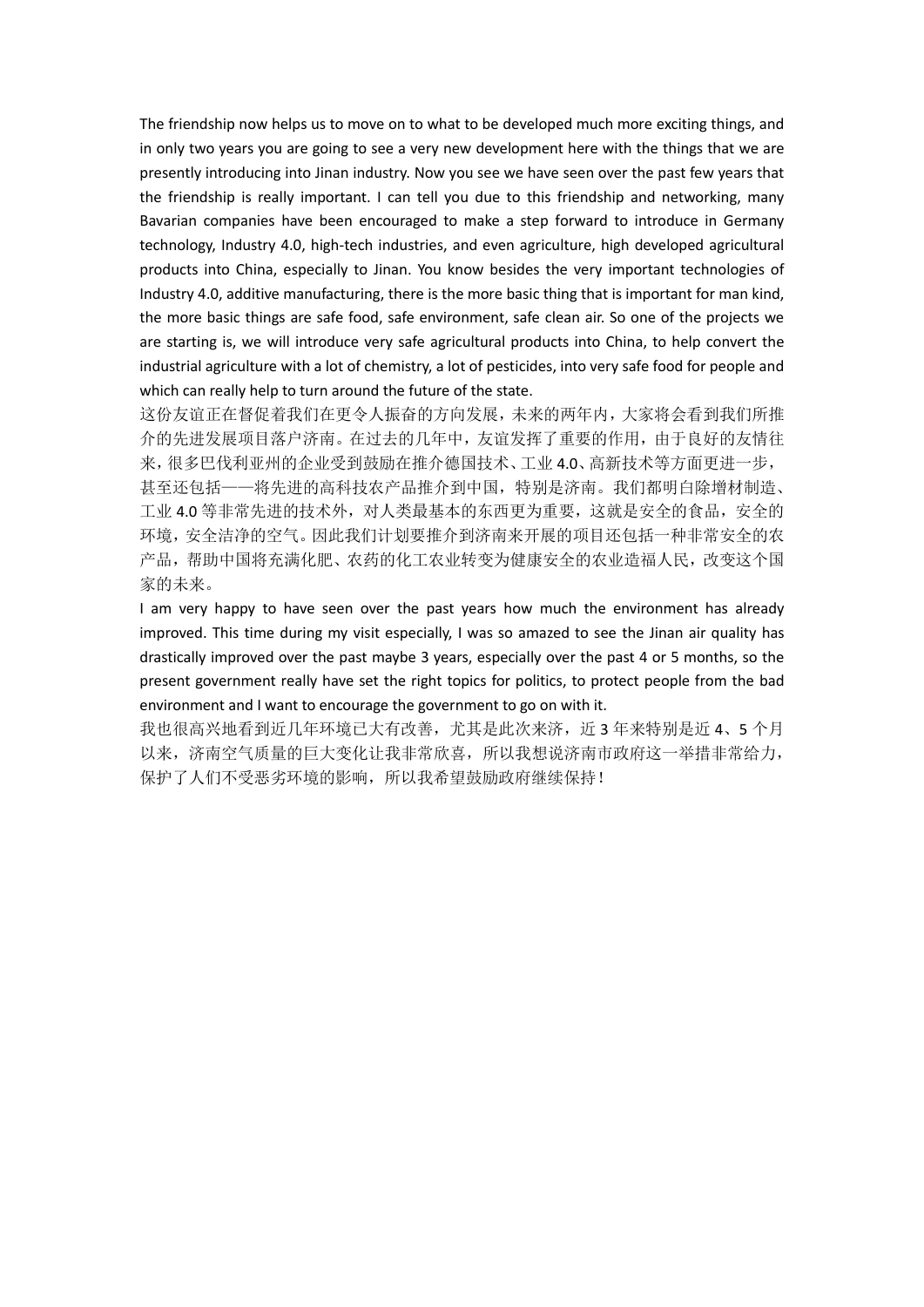The friendship now helps us to move on to what to be developed much more exciting things, and in only two years you are going to see a very new development here with the things that we are presently introducing into Jinan industry. Now you see we have seen over the past few years that the friendship is really important. I can tell you due to this friendship and networking, many Bavarian companies have been encouraged to make a step forward to introduce in Germany technology, Industry 4.0, high-tech industries, and even agriculture, high developed agricultural products into China, especially to Jinan. You know besides the very important technologies of Industry 4.0, additive manufacturing, there is the more basic thing that is important for man kind, the more basic things are safe food, safe environment, safe clean air. So one of the projects we are starting is, we will introduce very safe agricultural products into China, to help convert the industrial agriculture with a lot of chemistry, a lot of pesticides, into very safe food for people and which can really help to turn around the future of the state.

这份友谊正在督促着我们在更令人振奋的方向发展，未来的两年内，大家将会看到我们所推介的先进发展项目落户济南。在过去的几年中，友谊发挥了重要的作用，由于良好的友情往来，很多巴伐利亚州的企业受到鼓励在推介德国技术、工业 4.0、高新技术等方面更进一步，甚至还包括——将先进的高科技农产品推介到中国，特别是济南。我们都明白除增材制造、工业 4.0 等非常先进的技术外，对人类最基本的东西更为重要，这就是安全的食品，安全的环境，安全洁净的空气。因此我们计划要推介到济南来开展的项目还包括一种非常安全的农产品，帮助中国将充满化肥、农药的化工农业转变为健康安全的农业造福人民，改变这个国家的未来。

I am very happy to have seen over the past years how much the environment has already improved. This time during my visit especially, I was so amazed to see the Jinan air quality has drastically improved over the past maybe 3 years, especially over the past 4 or 5 months, so the present government really have set the right topics for politics, to protect people from the bad environment and I want to encourage the government to go on with it.

我也很高兴地看到近几年环境已大有改善，尤其是此次来济，近 3 年来特别是近 4、5 个月以来，济南空气质量的巨大变化让我非常欣喜，所以我想说济南市政府这一举措非常给力，保护了人们不受恶劣环境的影响，所以我希望鼓励政府继续保持！